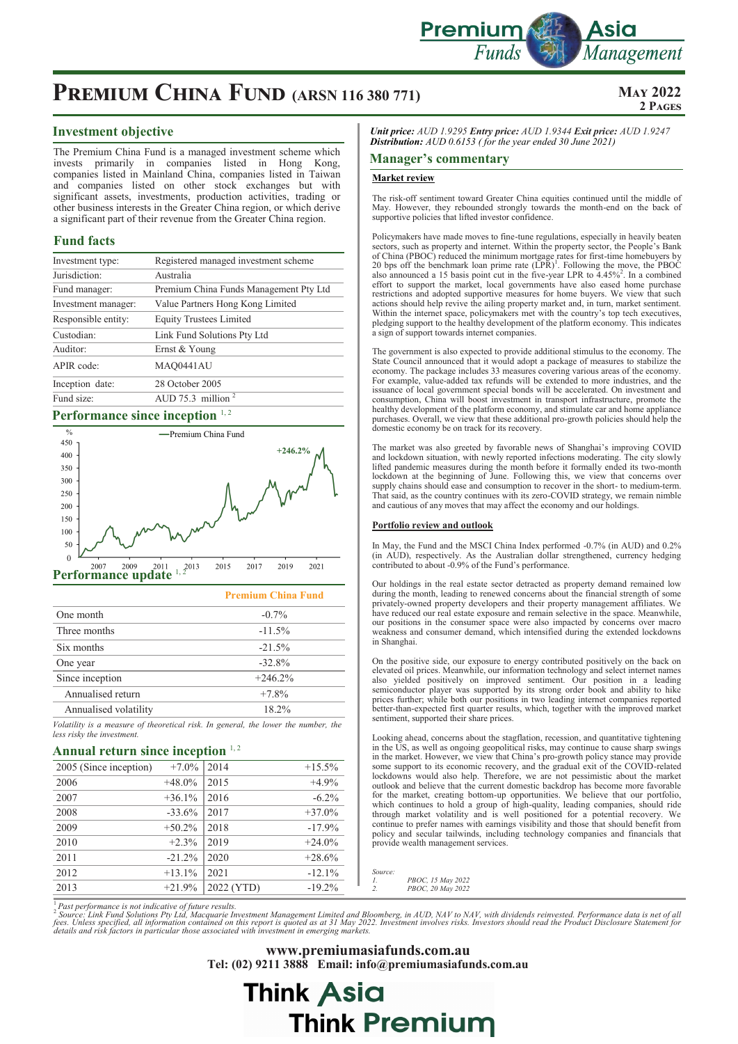# PREMIUM CHINA FUND (ARSN 116 380 771)

**MAY 2022**
**2 PAGES**

## Investment objective

The Premium China Fund is a managed investment scheme which invests primarily in companies listed in Hong Kong, companies listed in Mainland China, companies listed in Taiwan and companies listed on other stock exchanges but with significant assets, investments, production activities, trading or other business interests in the Greater China region, or which derive a significant part of their revenue from the Greater China region.

## Fund facts

| | |
|---|---|
| Investment type: | Registered managed investment scheme |
| Jurisdiction: | Australia |
| Fund manager: | Premium China Funds Management Pty Ltd |
| Investment manager: | Value Partners Hong Kong Limited |
| Responsible entity: | Equity Trustees Limited |
| Custodian: | Link Fund Solutions Pty Ltd |
| Auditor: | Ernst & Young |
| APIR code: | MAQ0441AU |
| Inception date: | 28 October 2005 |
| Fund size: | AUD 75.3 million [2] |

## Performance since inception [1, 2]

%
450
400
350
300
250
200
150
100
50
0
2007 2009 2011 2013 2015 2017 2019 2021
—Premium China Fund
+246.2%

## Performance update [1, 2]

| | Premium China Fund |
|---|---|
| One month | -0.7% |
| Three months | -11.5% |
| Six months | -21.5% |
| One year | -32.8% |
| Since inception | +246.2% |
| Annualised return | +7.8% |
| Annualised volatility | 18.2% |

*Volatility is a measure of theoretical risk. In general, the lower the number, the less risky the investment.*

## Annual return since inception [1, 2]

| | | | |
|---|---|---|---|
| 2005 (Since inception) | +7.0% | 2014 | +15.5% |
| 2006 | +48.0% | 2015 | +4.9% |
| 2007 | +36.1% | 2016 | -6.2% |
| 2008 | -33.6% | 2017 | +37.0% |
| 2009 | +50.2% | 2018 | -17.9% |
| 2010 | +2.3% | 2019 | +24.0% |
| 2011 | -21.2% | 2020 | +28.6% |
| 2012 | +13.1% | 2021 | -12.1% |
| 2013 | +21.9% | 2022 (YTD) | -19.2% |

***Unit price:** AUD 1.9295 **Entry price:** AUD 1.9344 **Exit price:** AUD 1.9247*
***Distribution:** AUD 0.6153 ( for the year ended 30 June 2021)*

## Manager's commentary

### Market review

The risk-off sentiment toward Greater China equities continued until the middle of May. However, they rebounded strongly towards the month-end on the back of supportive policies that lifted investor confidence.

Policymakers have made moves to fine-tune regulations, especially in heavily beaten sectors, such as property and internet. Within the property sector, the People's Bank of China (PBOC) reduced the minimum mortgage rates for first-time homebuyers by 20 bps off the benchmark loan prime rate (LPR)[1]. Following the move, the PBOC also announced a 15 basis point cut in the five-year LPR to 4.45%[2]. In a combined effort to support the market, local governments have also eased home purchase restrictions and adopted supportive measures for home buyers. We view that such actions should help revive the ailing property market and, in turn, market sentiment. Within the internet space, policymakers met with the country's top tech executives, pledging support to the healthy development of the platform economy. This indicates a sign of support towards internet companies.

The government is also expected to provide additional stimulus to the economy. The State Council announced that it would adopt a package of measures to stabilize the economy. The package includes 33 measures covering various areas of the economy. For example, value-added tax refunds will be extended to more industries, and the issuance of local government special bonds will be accelerated. On investment and consumption, China will boost investment in transport infrastructure, promote the healthy development of the platform economy, and stimulate car and home appliance purchases. Overall, we view that these additional pro-growth policies should help the domestic economy be on track for its recovery.

The market was also greeted by favorable news of Shanghai's improving COVID and lockdown situation, with newly reported infections moderating. The city slowly lifted pandemic measures during the month before it formally ended its two-month lockdown at the beginning of June. Following this, we view that concerns over supply chains should ease and consumption to recover in the short- to medium-term. That said, as the country continues with its zero-COVID strategy, we remain nimble and cautious of any moves that may affect the economy and our holdings.

### Portfolio review and outlook

In May, the Fund and the MSCI China Index performed -0.7% (in AUD) and 0.2% (in AUD), respectively. As the Australian dollar strengthened, currency hedging contributed to about -0.9% of the Fund's performance.

Our holdings in the real estate sector detracted as property demand remained low during the month, leading to renewed concerns about the financial strength of some privately-owned property developers and their property management affiliates. We have reduced our real estate exposure and remain selective in the space. Meanwhile, our positions in the consumer space were also impacted by concerns over macro weakness and consumer demand, which intensified during the extended lockdowns in Shanghai.

On the positive side, our exposure to energy contributed positively on the back on elevated oil prices. Meanwhile, our information technology and select internet names also yielded positively on improved sentiment. Our position in a leading semiconductor player was supported by its strong order book and ability to hike prices further; while both our positions in two leading internet companies reported better-than-expected first quarter results, which, together with the improved market sentiment, supported their share prices.

Looking ahead, concerns about the stagflation, recession, and quantitative tightening in the US, as well as ongoing geopolitical risks, may continue to cause sharp swings in the market. However, we view that China's pro-growth policy stance may provide some support to its economic recovery, and the gradual exit of the COVID-related lockdowns would also help. Therefore, we are not pessimistic about the market outlook and believe that the current domestic backdrop has become more favorable for the market, creating bottom-up opportunities. We believe that our portfolio, which continues to hold a group of high-quality, leading companies, should ride through market volatility and is well positioned for a potential recovery. We continue to prefer names with earnings visibility and those that should benefit from policy and secular tailwinds, including technology companies and financials that provide wealth management services.

*Source:*
1. *PBOC, 15 May 2022*
2. *PBOC, 20 May 2022*

[1] *Past performance is not indicative of future results.*
[2] *Source: Link Fund Solutions Pty Ltd, Macquarie Investment Management Limited and Bloomberg, in AUD, NAV to NAV, with dividends reinvested. Performance data is net of all fees. Unless specified, all information contained on this report is quoted as at 31 May 2022. Investment involves risks. Investors should read the Product Disclosure Statement for details and risk factors in particular those associated with investment in emerging markets.*

**www.premiumasiafunds.com.au**
**Tel: (02) 9211 3888 Email: info@premiumasiafunds.com.au**

**Think Asia**
**Think Premium**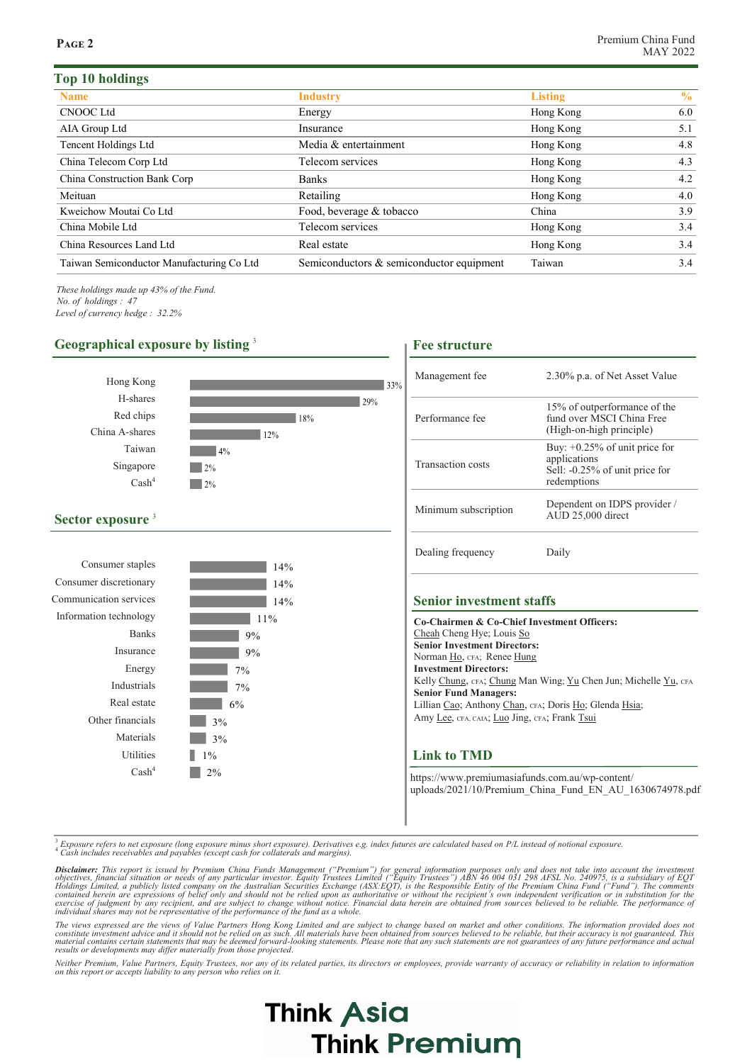## Top 10 holdings

| Name | Industry | Listing | % |
|---|---|---|---|
| CNOOC Ltd | Energy | Hong Kong | 6.0 |
| AIA Group Ltd | Insurance | Hong Kong | 5.1 |
| Tencent Holdings Ltd | Media & entertainment | Hong Kong | 4.8 |
| China Telecom Corp Ltd | Telecom services | Hong Kong | 4.3 |
| China Construction Bank Corp | Banks | Hong Kong | 4.2 |
| Meituan | Retailing | Hong Kong | 4.0 |
| Kweichow Moutai Co Ltd | Food, beverage & tobacco | China | 3.9 |
| China Mobile Ltd | Telecom services | Hong Kong | 3.4 |
| China Resources Land Ltd | Real estate | Hong Kong | 3.4 |
| Taiwan Semiconductor Manufacturing Co Ltd | Semiconductors & semiconductor equipment | Taiwan | 3.4 |

*These holdings made up 43% of the Fund.*
*No. of holdings : 47*
*Level of currency hedge : 32.2%*

## Geographical exposure by listing [3]

Hong Kong 33%
H-shares 29%
Red chips 18%
China A-shares 12%
Taiwan 4%
Singapore 2%
Cash[4] 2%

## Sector exposure [3]

Consumer staples 14%
Consumer discretionary 14%
Communication services 14%
Information technology 11%
Banks 9%
Insurance 9%
Energy 7%
Industrials 7%
Real estate 6%
Other financials 3%
Materials 3%
Utilities 1%
Cash[4] 2%

## Fee structure

| | |
|---|---|
| Management fee | 2.30% p.a. of Net Asset Value |
| Performance fee | 15% of outperformance of the fund over MSCI China Free (High-on-high principle) |
| Transaction costs | Buy: +0.25% of unit price for applications<br>Sell: -0.25% of unit price for redemptions |
| Minimum subscription | Dependent on IDPS provider / AUD 25,000 direct |
| Dealing frequency | Daily |

## Senior investment staffs

**Co-Chairmen & Co-Chief Investment Officers:**
Cheah Cheng Hye; Louis So
**Senior Investment Directors:**
Norman Ho, CFA; Renee Hung
**Investment Directors:**
Kelly Chung, CFA; Chung Man Wing; Yu Chen Jun; Michelle Yu, CFA
**Senior Fund Managers:**
Lillian Cao; Anthony Chan, CFA; Doris Ho; Glenda Hsia;
Amy Lee, CFA, CAIA; Luo Jing, CFA; Frank Tsui

## Link to TMD

https://www.premiumasiafunds.com.au/wp-content/uploads/2021/10/Premium_China_Fund_EN_AU_1630674978.pdf

---

[3] Exposure refers to net exposure (long exposure minus short exposure). Derivatives e.g. index futures are calculated based on P/L instead of notional exposure.
[4] Cash includes receivables and payables (except cash for collaterals and margins).

***Disclaimer:** This report is issued by Premium China Funds Management ("Premium") for general information purposes only and does not take into account the investment objectives, financial situation or needs of any particular investor. Equity Trustees Limited ("Equity Trustees") ABN 46 004 031 298 AFSL No. 240975, is a subsidiary of EQT Holdings Limited, a publicly listed company on the Australian Securities Exchange (ASX:EQT), is the Responsible Entity of the Premium China Fund ("Fund"). The comments contained herein are expressions of belief only and should not be relied upon as authoritative or without the recipient's own independent verification or in substitution for the exercise of judgment by any recipient, and are subject to change without notice. Financial data herein are obtained from sources believed to be reliable. The performance of individual shares may not be representative of the performance of the fund as a whole.*

*The views expressed are the views of Value Partners Hong Kong Limited and are subject to change based on market and other conditions. The information provided does not constitute investment advice and it should not be relied on as such. All materials have been obtained from sources believed to be reliable, but their accuracy is not guaranteed. This material contains certain statements that may be deemed forward-looking statements. Please note that any such statements are not guarantees of any future performance and actual results or developments may differ materially from those projected.*

*Neither Premium, Value Partners, Equity Trustees, nor any of its related parties, its directors or employees, provide warranty of accuracy or reliability in relation to information on this report or accepts liability to any person who relies on it.*

Think Asia
Think Premium